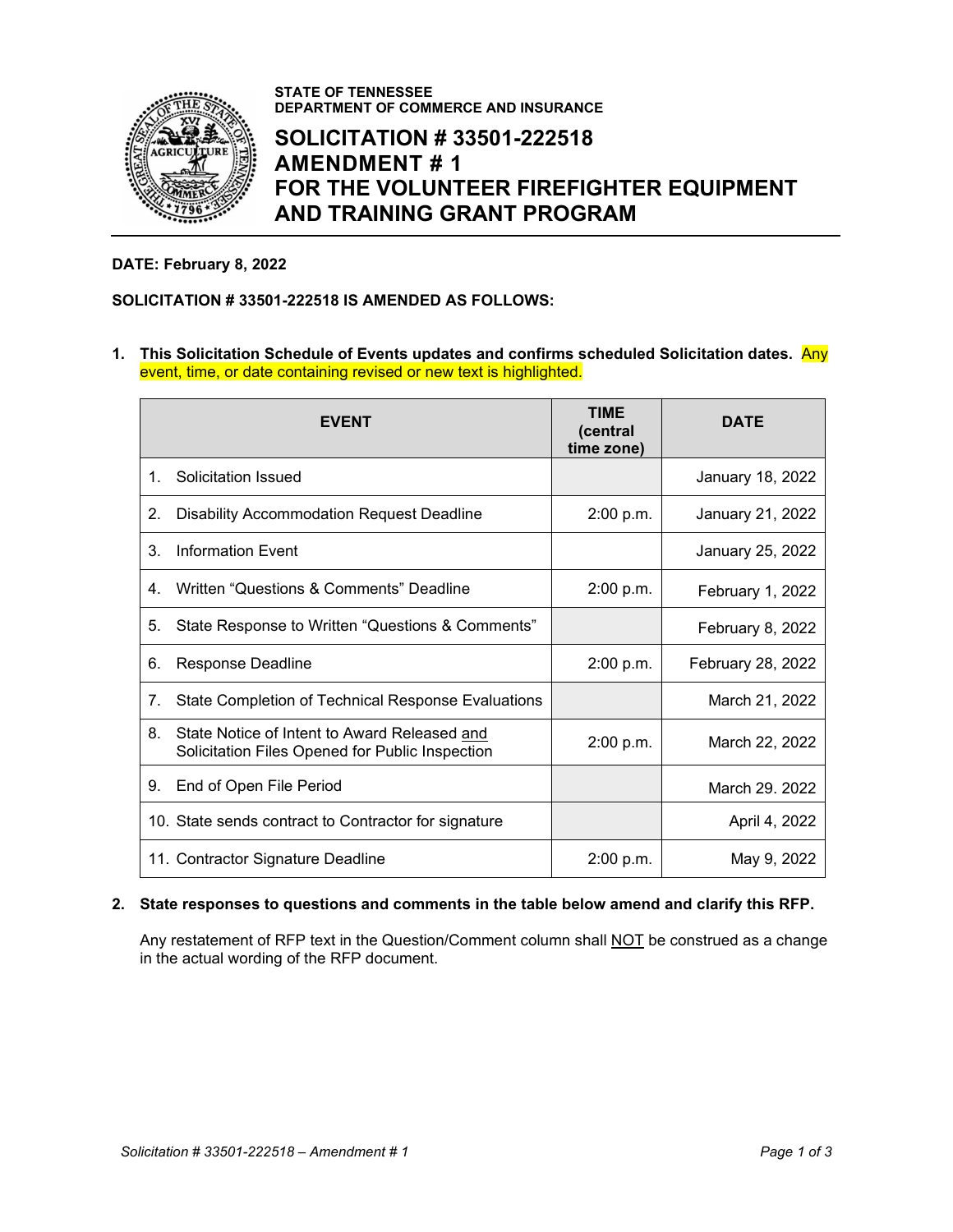**STATE OF TENNESSEE**
**DEPARTMENT OF COMMERCE AND INSURANCE**

# SOLICITATION # 33501-222518 AMENDMENT # 1 FOR THE VOLUNTEER FIREFIGHTER EQUIPMENT AND TRAINING GRANT PROGRAM

**DATE: February 8, 2022**

**SOLICITATION # 33501-222518 IS AMENDED AS FOLLOWS:**

1. **This Solicitation Schedule of Events updates and confirms scheduled Solicitation dates.** Any event, time, or date containing revised or new text is highlighted.

| EVENT | TIME (central time zone) | DATE |
|---|---|---|
| 1. Solicitation Issued | | January 18, 2022 |
| 2. Disability Accommodation Request Deadline | 2:00 p.m. | January 21, 2022 |
| 3. Information Event | | January 25, 2022 |
| 4. Written "Questions & Comments" Deadline | 2:00 p.m. | February 1, 2022 |
| 5. State Response to Written "Questions & Comments" | | February 8, 2022 |
| 6. Response Deadline | 2:00 p.m. | February 28, 2022 |
| 7. State Completion of Technical Response Evaluations | | March 21, 2022 |
| 8. State Notice of Intent to Award Released <u>and</u> Solicitation Files Opened for Public Inspection | 2:00 p.m. | March 22, 2022 |
| 9. End of Open File Period | | March 29. 2022 |
| 10. State sends contract to Contractor for signature | | April 4, 2022 |
| 11. Contractor Signature Deadline | 2:00 p.m. | May 9, 2022 |

2. **State responses to questions and comments in the table below amend and clarify this RFP.**

   Any restatement of RFP text in the Question/Comment column shall <u>NOT</u> be construed as a change in the actual wording of the RFP document.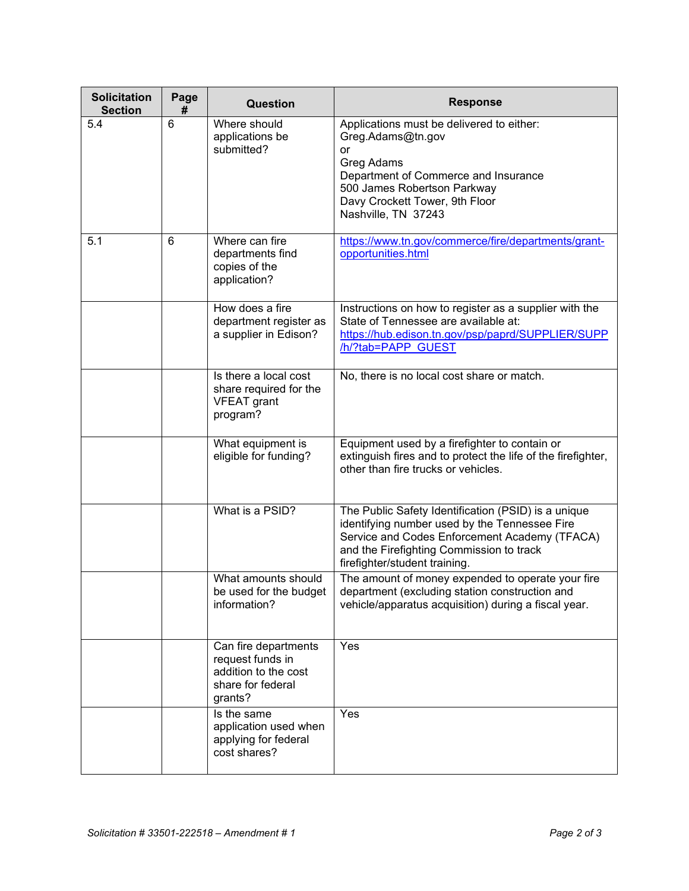| Solicitation Section | Page # | Question | Response |
|---|---|---|---|
| 5.4 | 6 | Where should applications be submitted? | Applications must be delivered to either:<br>Greg.Adams@tn.gov<br>or<br>Greg Adams<br>Department of Commerce and Insurance<br>500 James Robertson Parkway<br>Davy Crockett Tower, 9th Floor<br>Nashville, TN 37243 |
| 5.1 | 6 | Where can fire departments find copies of the application? | https://www.tn.gov/commerce/fire/departments/grant-opportunities.html |
| | | How does a fire department register as a supplier in Edison? | Instructions on how to register as a supplier with the State of Tennessee are available at: https://hub.edison.tn.gov/psp/paprd/SUPPLIER/SUPP/h/?tab=PAPP_GUEST |
| | | Is there a local cost share required for the VFEAT grant program? | No, there is no local cost share or match. |
| | | What equipment is eligible for funding? | Equipment used by a firefighter to contain or extinguish fires and to protect the life of the firefighter, other than fire trucks or vehicles. |
| | | What is a PSID? | The Public Safety Identification (PSID) is a unique identifying number used by the Tennessee Fire Service and Codes Enforcement Academy (TFACA) and the Firefighting Commission to track firefighter/student training. |
| | | What amounts should be used for the budget information? | The amount of money expended to operate your fire department (excluding station construction and vehicle/apparatus acquisition) during a fiscal year. |
| | | Can fire departments request funds in addition to the cost share for federal grants? | Yes |
| | | Is the same application used when applying for federal cost shares? | Yes |

*Solicitation # 33501-222518 – Amendment # 1*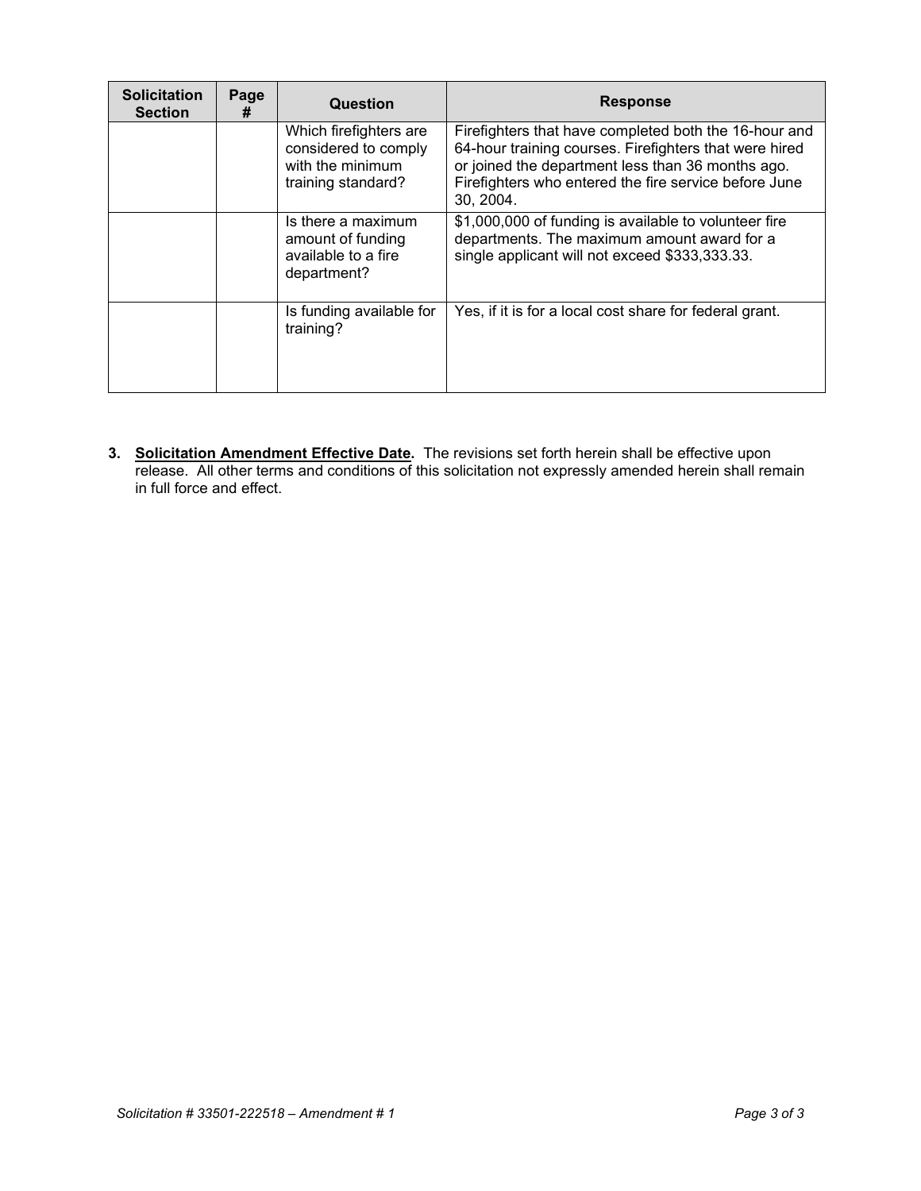| Solicitation Section | Page # | Question | Response |
| --- | --- | --- | --- |
| | | Which firefighters are considered to comply with the minimum training standard? | Firefighters that have completed both the 16-hour and 64-hour training courses. Firefighters that were hired or joined the department less than 36 months ago. Firefighters who entered the fire service before June 30, 2004. |
| | | Is there a maximum amount of funding available to a fire department? | $1,000,000 of funding is available to volunteer fire departments. The maximum amount award for a single applicant will not exceed $333,333.33. |
| | | Is funding available for training? | Yes, if it is for a local cost share for federal grant. |

3. **Solicitation Amendment Effective Date.** The revisions set forth herein shall be effective upon release. All other terms and conditions of this solicitation not expressly amended herein shall remain in full force and effect.